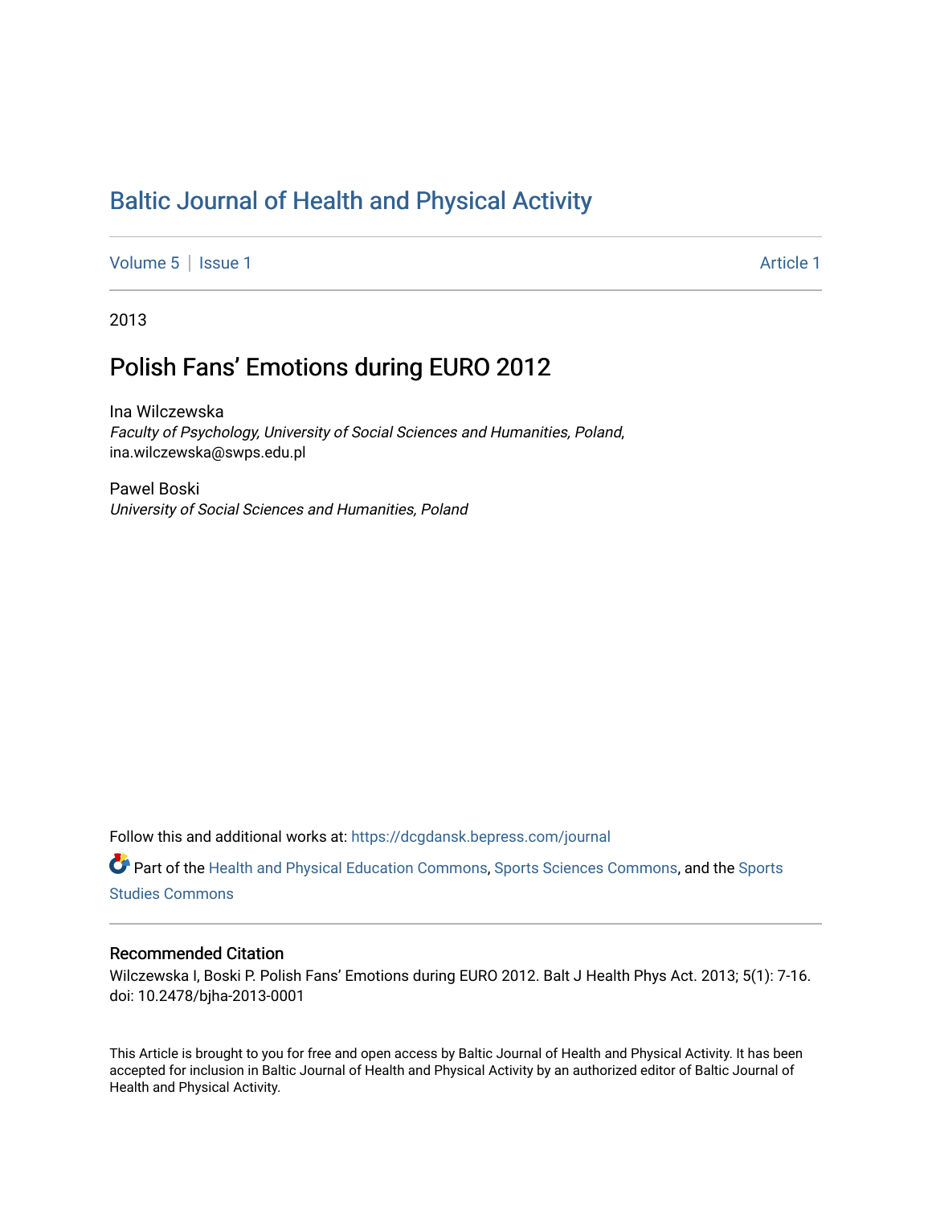# Baltic Journal of Health and Physical Activity

Volume 5 | Issue 1 | Article 1

2013

## Polish Fans' Emotions during EURO 2012

Ina Wilczewska
*Faculty of Psychology, University of Social Sciences and Humanities, Poland*, ina.wilczewska@swps.edu.pl

Pawel Boski
*University of Social Sciences and Humanities, Poland*

Follow this and additional works at: https://dcgdansk.bepress.com/journal

Part of the Health and Physical Education Commons, Sports Sciences Commons, and the Sports Studies Commons

### Recommended Citation

Wilczewska I, Boski P. Polish Fans' Emotions during EURO 2012. Balt J Health Phys Act. 2013; 5(1): 7-16. doi: 10.2478/bjha-2013-0001

This Article is brought to you for free and open access by Baltic Journal of Health and Physical Activity. It has been accepted for inclusion in Baltic Journal of Health and Physical Activity by an authorized editor of Baltic Journal of Health and Physical Activity.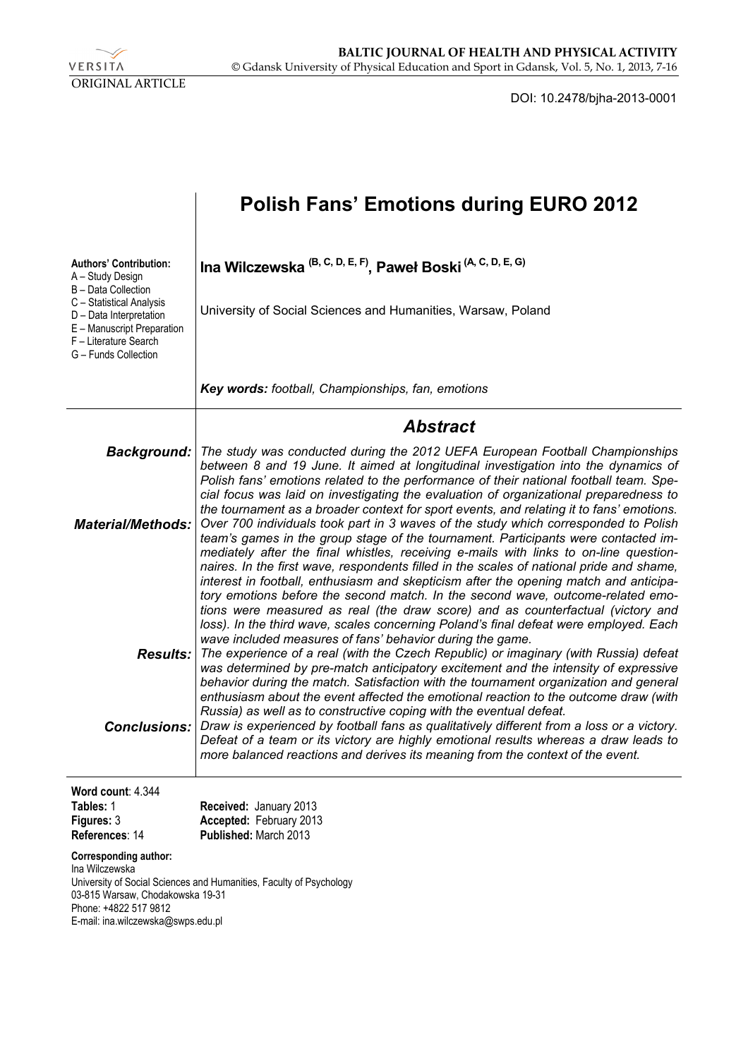VERSITA

ORIGINAL ARTICLE

DOI: 10.2478/bjha-2013-0001

# Polish Fans' Emotions during EURO 2012

**Authors' Contribution:**
A – Study Design
B – Data Collection
C – Statistical Analysis
D – Data Interpretation
E – Manuscript Preparation
F – Literature Search
G – Funds Collection

**Ina Wilczewska (B, C, D, E, F), Paweł Boski (A, C, D, E, G)**

University of Social Sciences and Humanities, Warsaw, Poland

***Key words:** football, Championships, fan, emotions*

## Abstract

***Background:*** *The study was conducted during the 2012 UEFA European Football Championships between 8 and 19 June. It aimed at longitudinal investigation into the dynamics of Polish fans' emotions related to the performance of their national football team. Special focus was laid on investigating the evaluation of organizational preparedness to the tournament as a broader context for sport events, and relating it to fans' emotions.*

***Material/Methods:*** *Over 700 individuals took part in 3 waves of the study which corresponded to Polish team's games in the group stage of the tournament. Participants were contacted immediately after the final whistles, receiving e-mails with links to on-line questionnaires. In the first wave, respondents filled in the scales of national pride and shame, interest in football, enthusiasm and skepticism after the opening match and anticipatory emotions before the second match. In the second wave, outcome-related emotions were measured as real (the draw score) and as counterfactual (victory and loss). In the third wave, scales concerning Poland's final defeat were employed. Each wave included measures of fans' behavior during the game.*

***Results:*** *The experience of a real (with the Czech Republic) or imaginary (with Russia) defeat was determined by pre-match anticipatory excitement and the intensity of expressive behavior during the match. Satisfaction with the tournament organization and general enthusiasm about the event affected the emotional reaction to the outcome draw (with Russia) as well as to constructive coping with the eventual defeat.*

***Conclusions:*** *Draw is experienced by football fans as qualitatively different from a loss or a victory. Defeat of a team or its victory are highly emotional results whereas a draw leads to more balanced reactions and derives its meaning from the context of the event.*

**Word count**: 4.344
**Tables:** 1
**Figures:** 3
**References:** 14

**Received:** January 2013
**Accepted:** February 2013
**Published:** March 2013

**Corresponding author:**
Ina Wilczewska
University of Social Sciences and Humanities, Faculty of Psychology
03-815 Warsaw, Chodakowska 19-31
Phone: +4822 517 9812
E-mail: ina.wilczewska@swps.edu.pl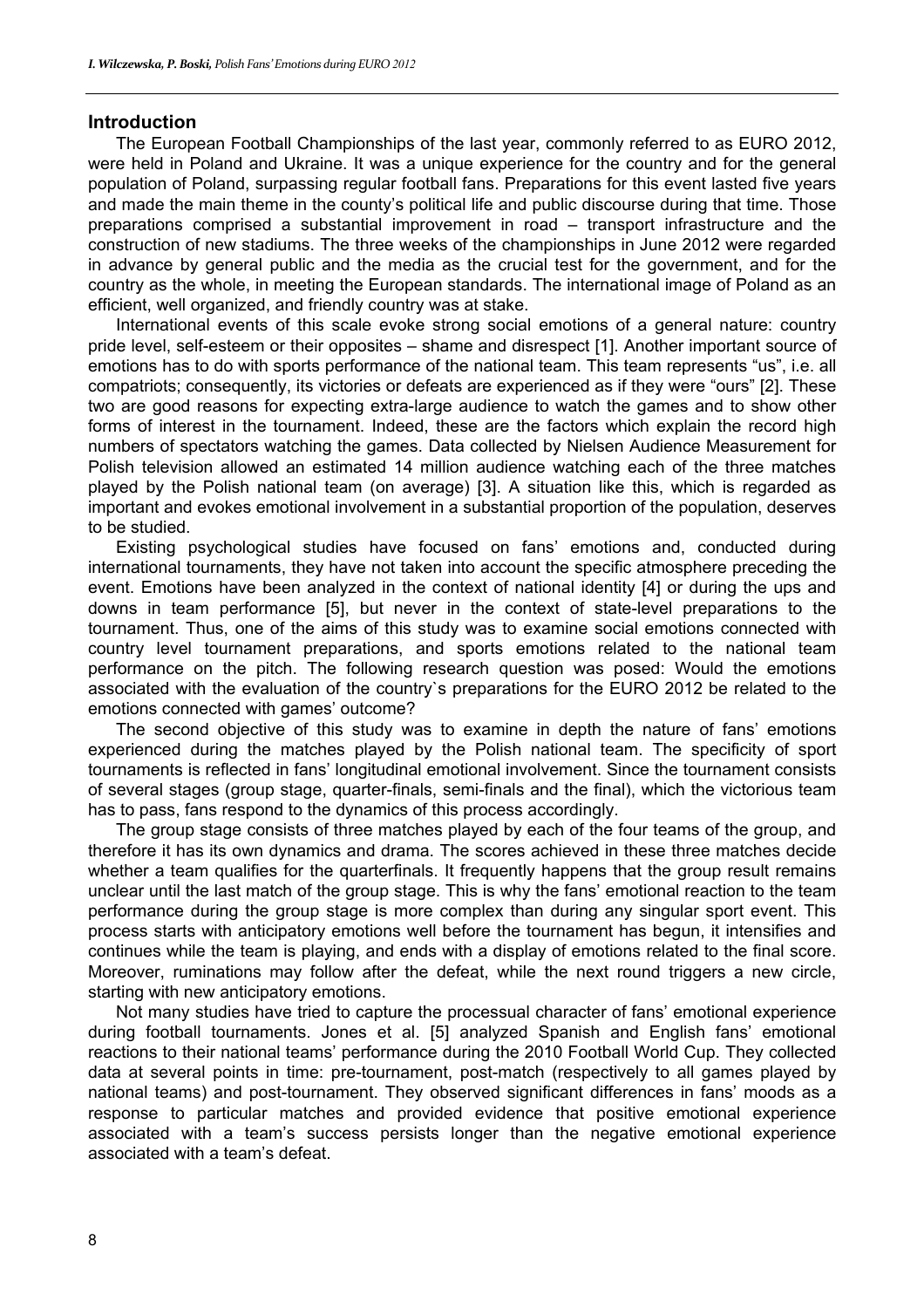## Introduction

The European Football Championships of the last year, commonly referred to as EURO 2012, were held in Poland and Ukraine. It was a unique experience for the country and for the general population of Poland, surpassing regular football fans. Preparations for this event lasted five years and made the main theme in the county's political life and public discourse during that time. Those preparations comprised a substantial improvement in road – transport infrastructure and the construction of new stadiums. The three weeks of the championships in June 2012 were regarded in advance by general public and the media as the crucial test for the government, and for the country as the whole, in meeting the European standards. The international image of Poland as an efficient, well organized, and friendly country was at stake.

International events of this scale evoke strong social emotions of a general nature: country pride level, self-esteem or their opposites – shame and disrespect [1]. Another important source of emotions has to do with sports performance of the national team. This team represents "us", i.e. all compatriots; consequently, its victories or defeats are experienced as if they were "ours" [2]. These two are good reasons for expecting extra-large audience to watch the games and to show other forms of interest in the tournament. Indeed, these are the factors which explain the record high numbers of spectators watching the games. Data collected by Nielsen Audience Measurement for Polish television allowed an estimated 14 million audience watching each of the three matches played by the Polish national team (on average) [3]. A situation like this, which is regarded as important and evokes emotional involvement in a substantial proportion of the population, deserves to be studied.

Existing psychological studies have focused on fans' emotions and, conducted during international tournaments, they have not taken into account the specific atmosphere preceding the event. Emotions have been analyzed in the context of national identity [4] or during the ups and downs in team performance [5], but never in the context of state-level preparations to the tournament. Thus, one of the aims of this study was to examine social emotions connected with country level tournament preparations, and sports emotions related to the national team performance on the pitch. The following research question was posed: Would the emotions associated with the evaluation of the country`s preparations for the EURO 2012 be related to the emotions connected with games' outcome?

The second objective of this study was to examine in depth the nature of fans' emotions experienced during the matches played by the Polish national team. The specificity of sport tournaments is reflected in fans' longitudinal emotional involvement. Since the tournament consists of several stages (group stage, quarter-finals, semi-finals and the final), which the victorious team has to pass, fans respond to the dynamics of this process accordingly.

The group stage consists of three matches played by each of the four teams of the group, and therefore it has its own dynamics and drama. The scores achieved in these three matches decide whether a team qualifies for the quarterfinals. It frequently happens that the group result remains unclear until the last match of the group stage. This is why the fans' emotional reaction to the team performance during the group stage is more complex than during any singular sport event. This process starts with anticipatory emotions well before the tournament has begun, it intensifies and continues while the team is playing, and ends with a display of emotions related to the final score. Moreover, ruminations may follow after the defeat, while the next round triggers a new circle, starting with new anticipatory emotions.

Not many studies have tried to capture the processual character of fans' emotional experience during football tournaments. Jones et al. [5] analyzed Spanish and English fans' emotional reactions to their national teams' performance during the 2010 Football World Cup. They collected data at several points in time: pre-tournament, post-match (respectively to all games played by national teams) and post-tournament. They observed significant differences in fans' moods as a response to particular matches and provided evidence that positive emotional experience associated with a team's success persists longer than the negative emotional experience associated with a team's defeat.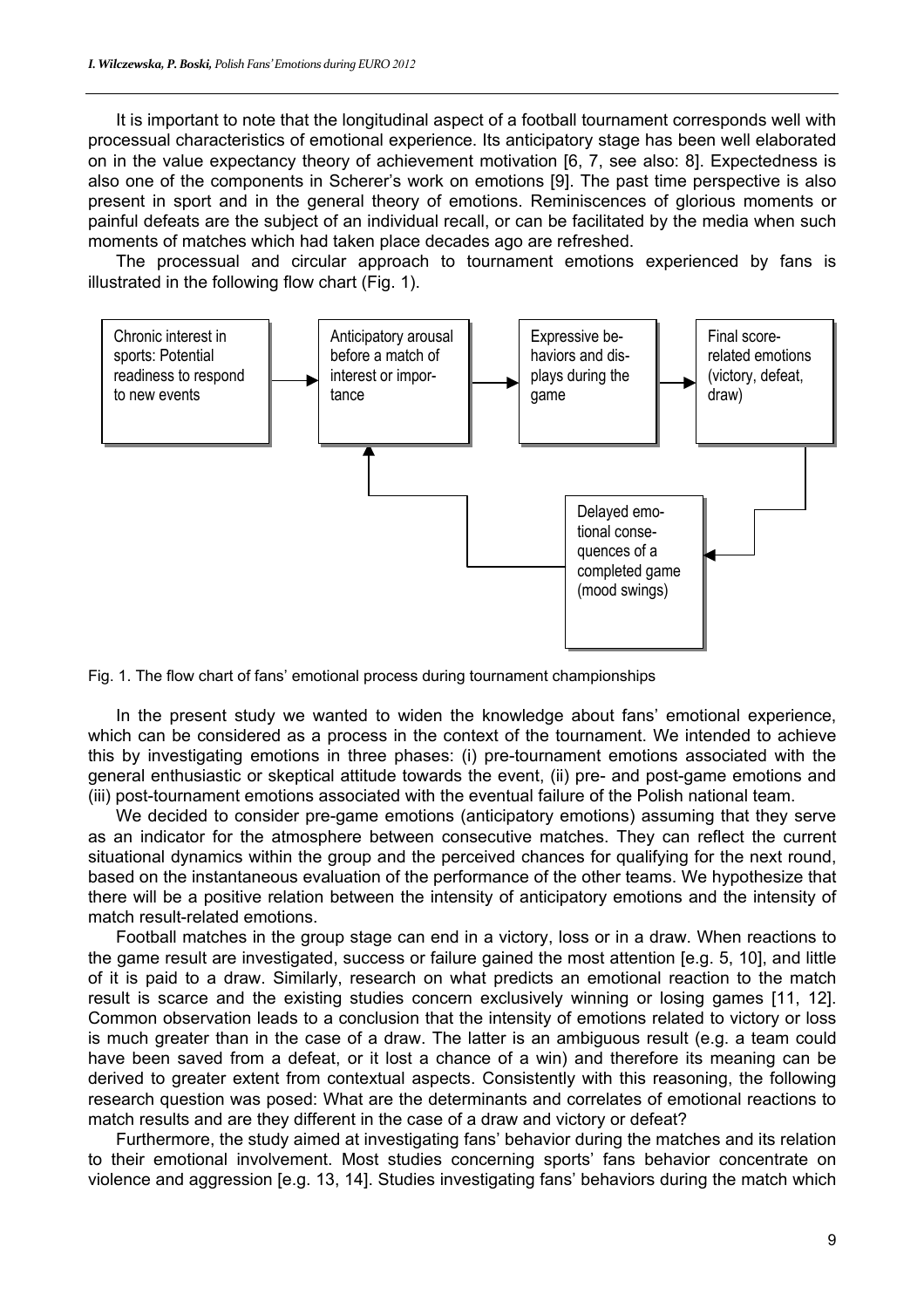It is important to note that the longitudinal aspect of a football tournament corresponds well with processual characteristics of emotional experience. Its anticipatory stage has been well elaborated on in the value expectancy theory of achievement motivation [6, 7, see also: 8]. Expectedness is also one of the components in Scherer's work on emotions [9]. The past time perspective is also present in sport and in the general theory of emotions. Reminiscences of glorious moments or painful defeats are the subject of an individual recall, or can be facilitated by the media when such moments of matches which had taken place decades ago are refreshed.

The processual and circular approach to tournament emotions experienced by fans is illustrated in the following flow chart (Fig. 1).

Chronic interest in sports: Potential readiness to respond to new events → Anticipatory arousal before a match of interest or importance → Expressive behaviors and displays during the game → Final score-related emotions (victory, defeat, draw) → Delayed emotional consequences of a completed game (mood swings) → Anticipatory arousal before a match of interest or importance

Fig. 1. The flow chart of fans' emotional process during tournament championships

In the present study we wanted to widen the knowledge about fans' emotional experience, which can be considered as a process in the context of the tournament. We intended to achieve this by investigating emotions in three phases: (i) pre-tournament emotions associated with the general enthusiastic or skeptical attitude towards the event, (ii) pre- and post-game emotions and (iii) post-tournament emotions associated with the eventual failure of the Polish national team.

We decided to consider pre-game emotions (anticipatory emotions) assuming that they serve as an indicator for the atmosphere between consecutive matches. They can reflect the current situational dynamics within the group and the perceived chances for qualifying for the next round, based on the instantaneous evaluation of the performance of the other teams. We hypothesize that there will be a positive relation between the intensity of anticipatory emotions and the intensity of match result-related emotions.

Football matches in the group stage can end in a victory, loss or in a draw. When reactions to the game result are investigated, success or failure gained the most attention [e.g. 5, 10], and little of it is paid to a draw. Similarly, research on what predicts an emotional reaction to the match result is scarce and the existing studies concern exclusively winning or losing games [11, 12]. Common observation leads to a conclusion that the intensity of emotions related to victory or loss is much greater than in the case of a draw. The latter is an ambiguous result (e.g. a team could have been saved from a defeat, or it lost a chance of a win) and therefore its meaning can be derived to greater extent from contextual aspects. Consistently with this reasoning, the following research question was posed: What are the determinants and correlates of emotional reactions to match results and are they different in the case of a draw and victory or defeat?

Furthermore, the study aimed at investigating fans' behavior during the matches and its relation to their emotional involvement. Most studies concerning sports' fans behavior concentrate on violence and aggression [e.g. 13, 14]. Studies investigating fans' behaviors during the match which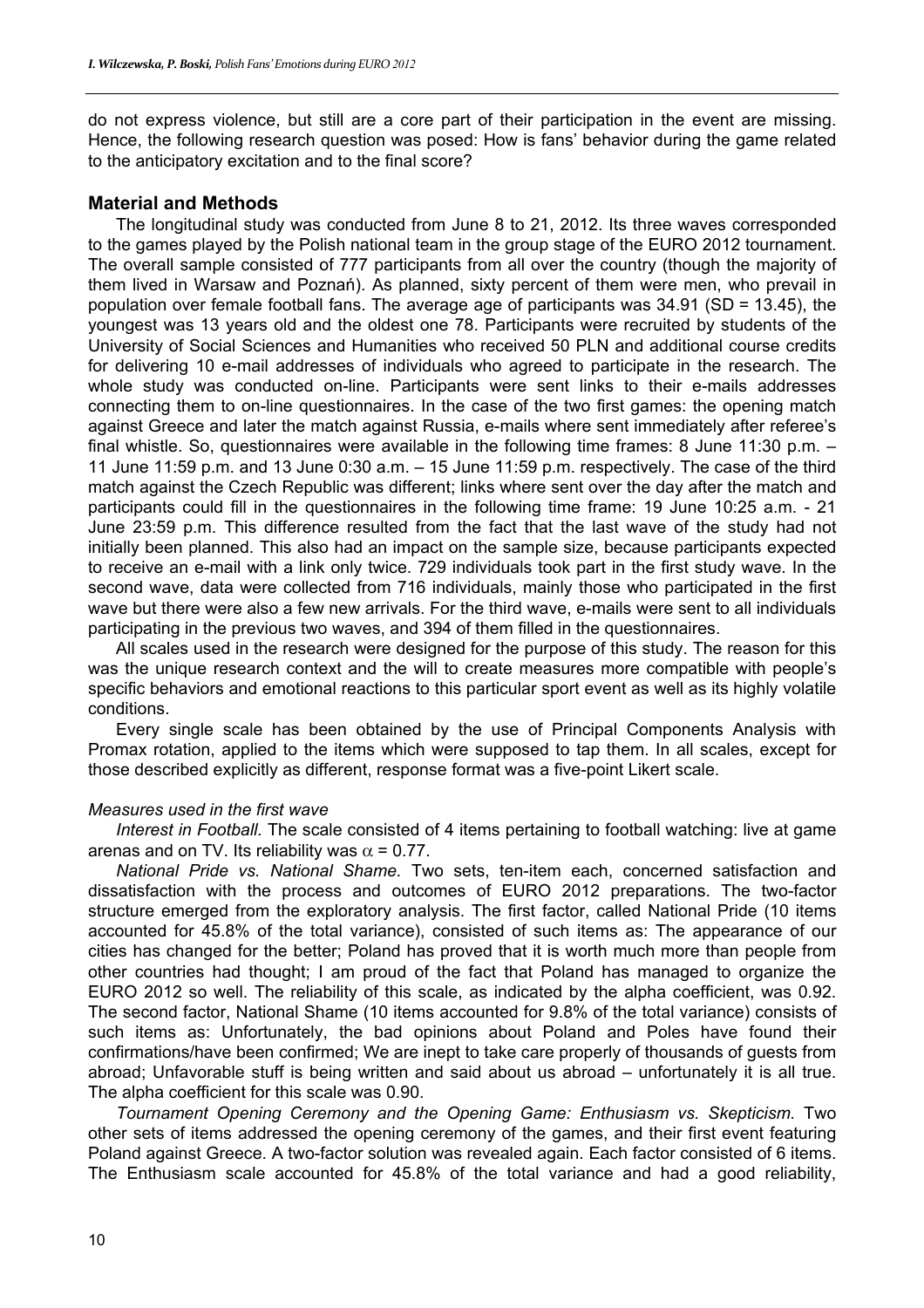do not express violence, but still are a core part of their participation in the event are missing. Hence, the following research question was posed: How is fans' behavior during the game related to the anticipatory excitation and to the final score?

## Material and Methods

The longitudinal study was conducted from June 8 to 21, 2012. Its three waves corresponded to the games played by the Polish national team in the group stage of the EURO 2012 tournament. The overall sample consisted of 777 participants from all over the country (though the majority of them lived in Warsaw and Poznań). As planned, sixty percent of them were men, who prevail in population over female football fans. The average age of participants was 34.91 (SD = 13.45), the youngest was 13 years old and the oldest one 78. Participants were recruited by students of the University of Social Sciences and Humanities who received 50 PLN and additional course credits for delivering 10 e-mail addresses of individuals who agreed to participate in the research. The whole study was conducted on-line. Participants were sent links to their e-mails addresses connecting them to on-line questionnaires. In the case of the two first games: the opening match against Greece and later the match against Russia, e-mails where sent immediately after referee's final whistle. So, questionnaires were available in the following time frames: 8 June 11:30 p.m. – 11 June 11:59 p.m. and 13 June 0:30 a.m. – 15 June 11:59 p.m. respectively. The case of the third match against the Czech Republic was different; links where sent over the day after the match and participants could fill in the questionnaires in the following time frame: 19 June 10:25 a.m. - 21 June 23:59 p.m. This difference resulted from the fact that the last wave of the study had not initially been planned. This also had an impact on the sample size, because participants expected to receive an e-mail with a link only twice. 729 individuals took part in the first study wave. In the second wave, data were collected from 716 individuals, mainly those who participated in the first wave but there were also a few new arrivals. For the third wave, e-mails were sent to all individuals participating in the previous two waves, and 394 of them filled in the questionnaires.

All scales used in the research were designed for the purpose of this study. The reason for this was the unique research context and the will to create measures more compatible with people's specific behaviors and emotional reactions to this particular sport event as well as its highly volatile conditions.

Every single scale has been obtained by the use of Principal Components Analysis with Promax rotation, applied to the items which were supposed to tap them. In all scales, except for those described explicitly as different, response format was a five-point Likert scale.

### *Measures used in the first wave*

*Interest in Football.* The scale consisted of 4 items pertaining to football watching: live at game arenas and on TV. Its reliability was $\alpha = 0.77$.

*National Pride vs. National Shame.* Two sets, ten-item each, concerned satisfaction and dissatisfaction with the process and outcomes of EURO 2012 preparations. The two-factor structure emerged from the exploratory analysis. The first factor, called National Pride (10 items accounted for 45.8% of the total variance), consisted of such items as: The appearance of our cities has changed for the better; Poland has proved that it is worth much more than people from other countries had thought; I am proud of the fact that Poland has managed to organize the EURO 2012 so well. The reliability of this scale, as indicated by the alpha coefficient, was 0.92. The second factor, National Shame (10 items accounted for 9.8% of the total variance) consists of such items as: Unfortunately, the bad opinions about Poland and Poles have found their confirmations/have been confirmed; We are inept to take care properly of thousands of guests from abroad; Unfavorable stuff is being written and said about us abroad – unfortunately it is all true. The alpha coefficient for this scale was 0.90.

*Tournament Opening Ceremony and the Opening Game: Enthusiasm vs. Skepticism.* Two other sets of items addressed the opening ceremony of the games, and their first event featuring Poland against Greece. A two-factor solution was revealed again. Each factor consisted of 6 items. The Enthusiasm scale accounted for 45.8% of the total variance and had a good reliability,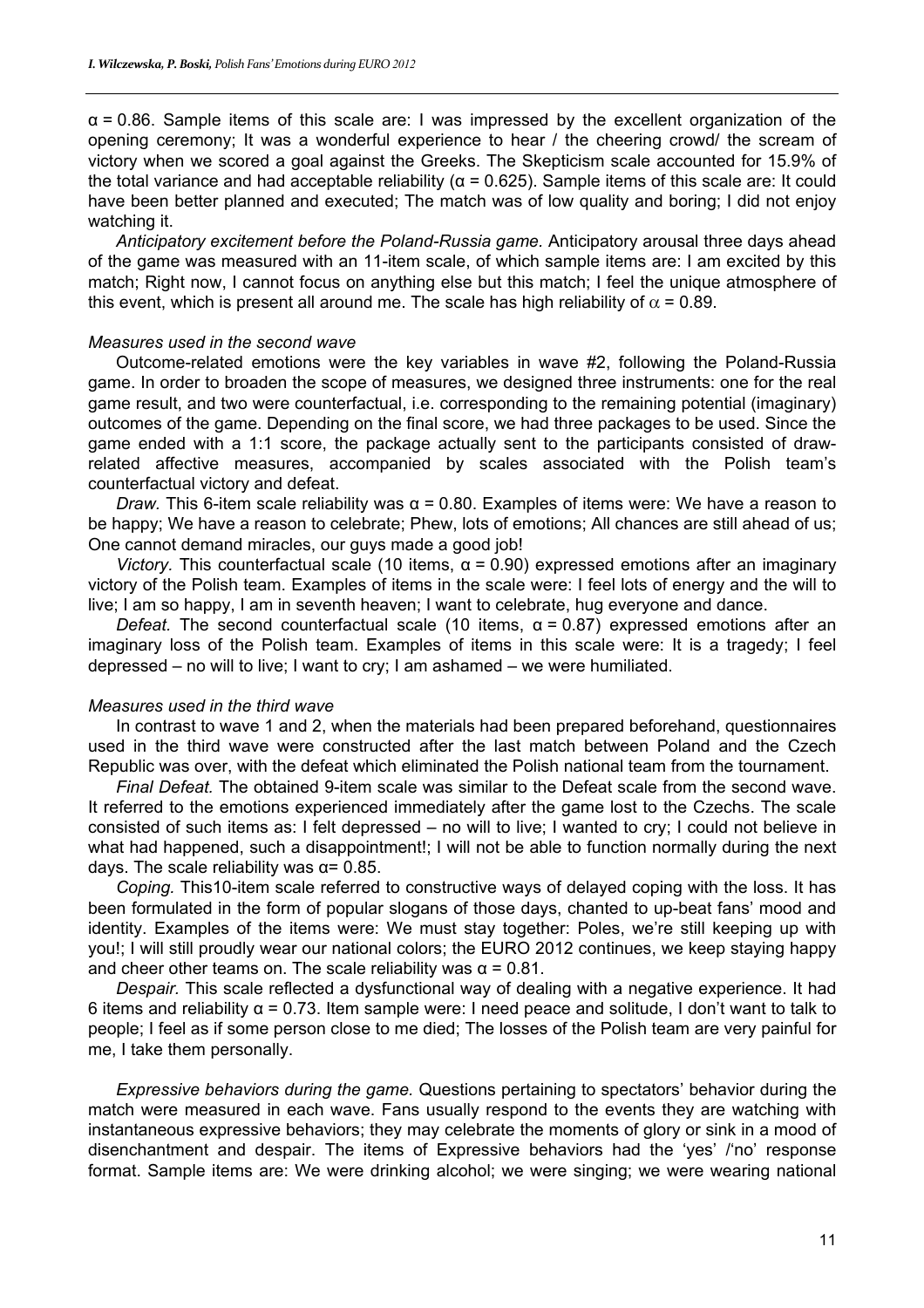$\alpha = 0.86$. Sample items of this scale are: I was impressed by the excellent organization of the opening ceremony; It was a wonderful experience to hear / the cheering crowd/ the scream of victory when we scored a goal against the Greeks. The Skepticism scale accounted for 15.9% of the total variance and had acceptable reliability ($\alpha = 0.625$). Sample items of this scale are: It could have been better planned and executed; The match was of low quality and boring; I did not enjoy watching it.

*Anticipatory excitement before the Poland-Russia game.* Anticipatory arousal three days ahead of the game was measured with an 11-item scale, of which sample items are: I am excited by this match; Right now, I cannot focus on anything else but this match; I feel the unique atmosphere of this event, which is present all around me. The scale has high reliability of $\alpha = 0.89$.

*Measures used in the second wave*

Outcome-related emotions were the key variables in wave #2, following the Poland-Russia game. In order to broaden the scope of measures, we designed three instruments: one for the real game result, and two were counterfactual, i.e. corresponding to the remaining potential (imaginary) outcomes of the game. Depending on the final score, we had three packages to be used. Since the game ended with a 1:1 score, the package actually sent to the participants consisted of draw-related affective measures, accompanied by scales associated with the Polish team's counterfactual victory and defeat.

*Draw.* This 6-item scale reliability was $\alpha = 0.80$. Examples of items were: We have a reason to be happy; We have a reason to celebrate; Phew, lots of emotions; All chances are still ahead of us; One cannot demand miracles, our guys made a good job!

*Victory.* This counterfactual scale (10 items, $\alpha = 0.90$) expressed emotions after an imaginary victory of the Polish team. Examples of items in the scale were: I feel lots of energy and the will to live; I am so happy, I am in seventh heaven; I want to celebrate, hug everyone and dance.

*Defeat.* The second counterfactual scale (10 items, $\alpha = 0.87$) expressed emotions after an imaginary loss of the Polish team. Examples of items in this scale were: It is a tragedy; I feel depressed – no will to live; I want to cry; I am ashamed – we were humiliated.

*Measures used in the third wave*

In contrast to wave 1 and 2, when the materials had been prepared beforehand, questionnaires used in the third wave were constructed after the last match between Poland and the Czech Republic was over, with the defeat which eliminated the Polish national team from the tournament.

*Final Defeat.* The obtained 9-item scale was similar to the Defeat scale from the second wave. It referred to the emotions experienced immediately after the game lost to the Czechs. The scale consisted of such items as: I felt depressed – no will to live; I wanted to cry; I could not believe in what had happened, such a disappointment!; I will not be able to function normally during the next days. The scale reliability was $\alpha = 0.85$.

*Coping.* This10-item scale referred to constructive ways of delayed coping with the loss. It has been formulated in the form of popular slogans of those days, chanted to up-beat fans' mood and identity. Examples of the items were: We must stay together: Poles, we're still keeping up with you!; I will still proudly wear our national colors; the EURO 2012 continues, we keep staying happy and cheer other teams on. The scale reliability was $\alpha = 0.81$.

*Despair.* This scale reflected a dysfunctional way of dealing with a negative experience. It had 6 items and reliability $\alpha = 0.73$. Item sample were: I need peace and solitude, I don't want to talk to people; I feel as if some person close to me died; The losses of the Polish team are very painful for me, I take them personally.

*Expressive behaviors during the game.* Questions pertaining to spectators' behavior during the match were measured in each wave. Fans usually respond to the events they are watching with instantaneous expressive behaviors; they may celebrate the moments of glory or sink in a mood of disenchantment and despair. The items of Expressive behaviors had the 'yes' /'no' response format. Sample items are: We were drinking alcohol; we were singing; we were wearing national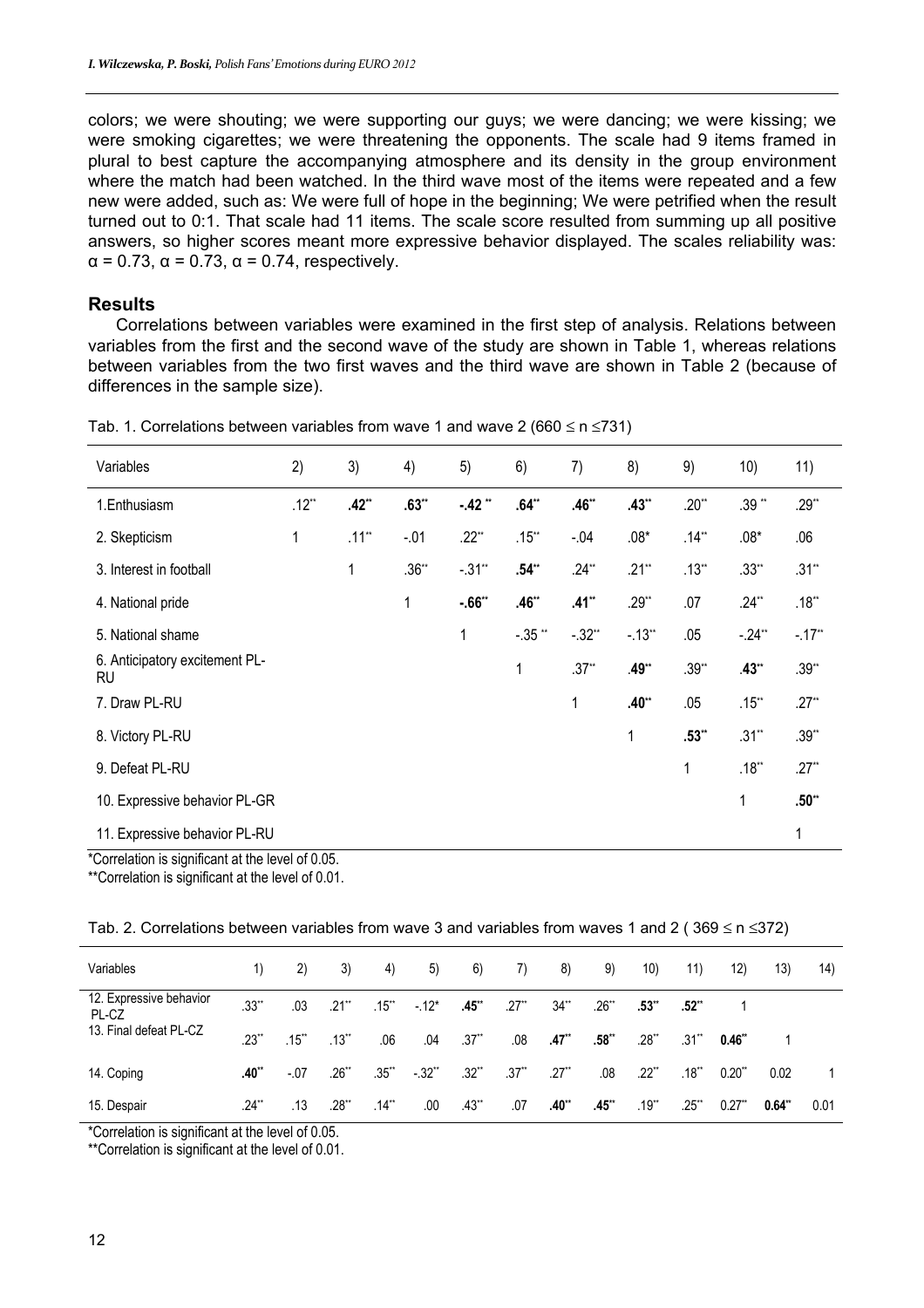colors; we were shouting; we were supporting our guys; we were dancing; we were kissing; we were smoking cigarettes; we were threatening the opponents. The scale had 9 items framed in plural to best capture the accompanying atmosphere and its density in the group environment where the match had been watched. In the third wave most of the items were repeated and a few new were added, such as: We were full of hope in the beginning; We were petrified when the result turned out to 0:1. That scale had 11 items. The scale score resulted from summing up all positive answers, so higher scores meant more expressive behavior displayed. The scales reliability was: $\alpha = 0.73$, $\alpha = 0.73$, $\alpha = 0.74$, respectively.

## Results

Correlations between variables were examined in the first step of analysis. Relations between variables from the first and the second wave of the study are shown in Table 1, whereas relations between variables from the two first waves and the third wave are shown in Table 2 (because of differences in the sample size).

Tab. 1. Correlations between variables from wave 1 and wave 2 ($660 \leq n \leq 731$)

| Variables | 2) | 3) | 4) | 5) | 6) | 7) | 8) | 9) | 10) | 11) |
|---|---|---|---|---|---|---|---|---|---|---|
| 1.Enthusiasm | .12** | **.42**** | **.63**** | **-.42**** | **.64**** | **.46**** | **.43**** | .20** | .39** | .29** |
| 2. Skepticism | 1 | .11** | -.01 | .22** | .15** | -.04 | .08* | .14** | .08* | .06 |
| 3. Interest in football | | 1 | .36** | -.31** | **.54**** | .24** | .21** | .13** | .33** | .31** |
| 4. National pride | | | 1 | **-.66**** | **.46**** | **.41**** | .29** | .07 | .24** | .18** |
| 5. National shame | | | | 1 | -.35** | -.32** | -.13** | .05 | -.24** | -.17** |
| 6. Anticipatory excitement PL-RU | | | | | 1 | .37** | **.49**** | .39** | **.43**** | .39** |
| 7. Draw PL-RU | | | | | | 1 | **.40**** | .05 | .15** | .27** |
| 8. Victory PL-RU | | | | | | | 1 | **.53**** | .31** | .39** |
| 9. Defeat PL-RU | | | | | | | | 1 | .18** | .27** |
| 10. Expressive behavior PL-GR | | | | | | | | | 1 | **.50**** |
| 11. Expressive behavior PL-RU | | | | | | | | | | 1 |

*Correlation is significant at the level of 0.05.

**Correlation is significant at the level of 0.01.

Tab. 2. Correlations between variables from wave 3 and variables from waves 1 and 2 ( $369 \leq n \leq 372$)

| Variables | 1) | 2) | 3) | 4) | 5) | 6) | 7) | 8) | 9) | 10) | 11) | 12) | 13) | 14) |
|---|---|---|---|---|---|---|---|---|---|---|---|---|---|---|
| 12. Expressive behavior PL-CZ | .33** | .03 | .21** | .15** | -.12* | **.45**** | .27** | 34** | .26** | **.53**** | **.52**** | 1 | | |
| 13. Final defeat PL-CZ | .23** | .15** | .13** | .06 | .04 | .37** | .08 | **.47**** | **.58**** | .28** | .31** | **0.46**** | 1 | |
| 14. Coping | **.40**** | -.07 | .26** | .35** | -.32** | .32** | .37** | .27** | .08 | .22** | .18** | 0.20** | 0.02 | 1 |
| 15. Despair | .24** | .13 | .28** | .14** | .00 | .43** | .07 | **.40**** | **.45**** | .19** | .25** | 0.27** | **0.64**** | 0.01 |

*Correlation is significant at the level of 0.05.

**Correlation is significant at the level of 0.01.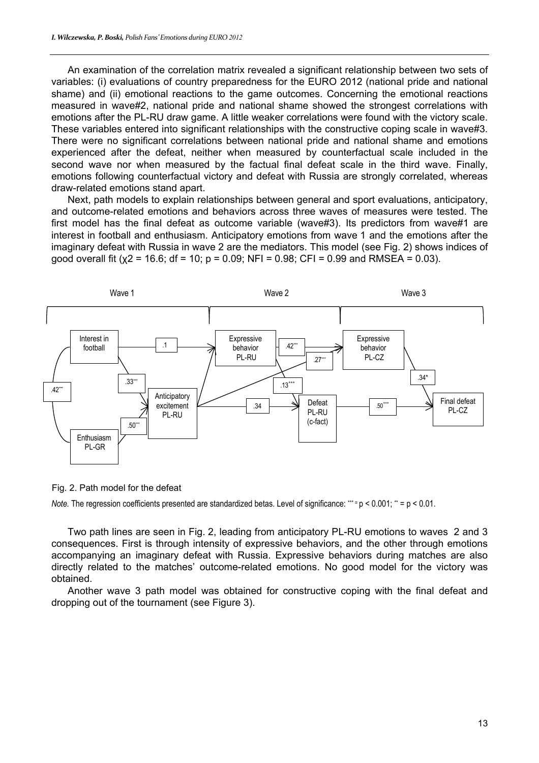An examination of the correlation matrix revealed a significant relationship between two sets of variables: (i) evaluations of country preparedness for the EURO 2012 (national pride and national shame) and (ii) emotional reactions to the game outcomes. Concerning the emotional reactions measured in wave#2, national pride and national shame showed the strongest correlations with emotions after the PL-RU draw game. A little weaker correlations were found with the victory scale. These variables entered into significant relationships with the constructive coping scale in wave#3. There were no significant correlations between national pride and national shame and emotions experienced after the defeat, neither when measured by counterfactual scale included in the second wave nor when measured by the factual final defeat scale in the third wave. Finally, emotions following counterfactual victory and defeat with Russia are strongly correlated, whereas draw-related emotions stand apart.

Next, path models to explain relationships between general and sport evaluations, anticipatory, and outcome-related emotions and behaviors across three waves of measures were tested. The first model has the final defeat as outcome variable (wave#3). Its predictors from wave#1 are interest in football and enthusiasm. Anticipatory emotions from wave 1 and the emotions after the imaginary defeat with Russia in wave 2 are the mediators. This model (see Fig. 2) shows indices of good overall fit ($\chi^2 = 16.6$; $df = 10$; $p = 0.09$; NFI = 0.98; CFI = 0.99 and RMSEA = 0.03).

Fig. 2. Path model for the defeat

*Note.* The regression coefficients presented are standardized betas. Level of significance: *** = $p < 0.001$; ** = $p < 0.01$.

Two path lines are seen in Fig. 2, leading from anticipatory PL-RU emotions to waves 2 and 3 consequences. First is through intensity of expressive behaviors, and the other through emotions accompanying an imaginary defeat with Russia. Expressive behaviors during matches are also directly related to the matches' outcome-related emotions. No good model for the victory was obtained.

Another wave 3 path model was obtained for constructive coping with the final defeat and dropping out of the tournament (see Figure 3).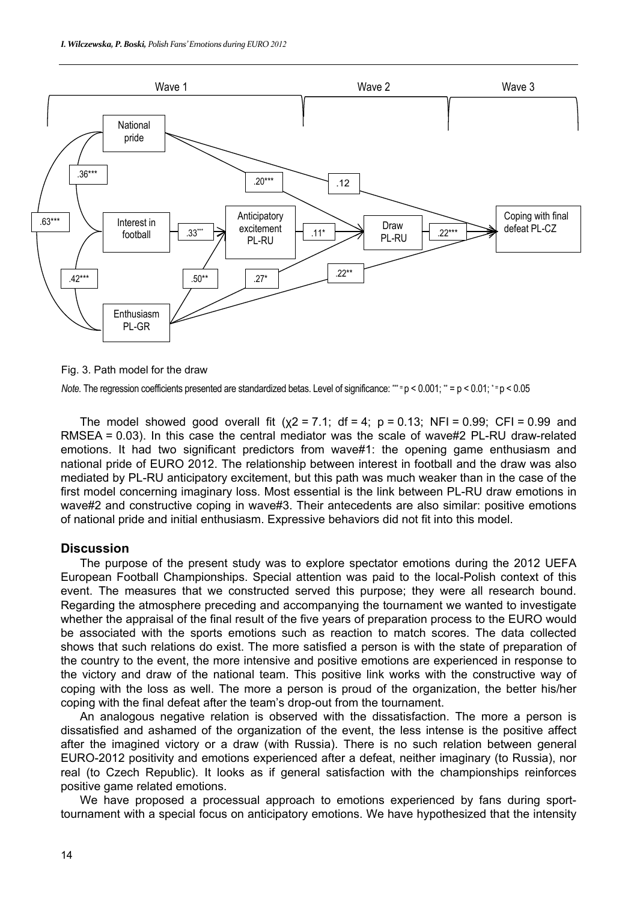Fig. 3. Path model for the draw

*Note.* The regression coefficients presented are standardized betas. Level of significance: \*\*\* = $p < 0.001$; \*\* = $p < 0.01$; \* = $p < 0.05$

The model showed good overall fit ($\chi^2 = 7.1$; df = 4; $p = 0.13$; NFI = 0.99; CFI = 0.99 and RMSEA = 0.03). In this case the central mediator was the scale of wave#2 PL-RU draw-related emotions. It had two significant predictors from wave#1: the opening game enthusiasm and national pride of EURO 2012. The relationship between interest in football and the draw was also mediated by PL-RU anticipatory excitement, but this path was much weaker than in the case of the first model concerning imaginary loss. Most essential is the link between PL-RU draw emotions in wave#2 and constructive coping in wave#3. Their antecedents are also similar: positive emotions of national pride and initial enthusiasm. Expressive behaviors did not fit into this model.

## Discussion

The purpose of the present study was to explore spectator emotions during the 2012 UEFA European Football Championships. Special attention was paid to the local-Polish context of this event. The measures that we constructed served this purpose; they were all research bound. Regarding the atmosphere preceding and accompanying the tournament we wanted to investigate whether the appraisal of the final result of the five years of preparation process to the EURO would be associated with the sports emotions such as reaction to match scores. The data collected shows that such relations do exist. The more satisfied a person is with the state of preparation of the country to the event, the more intensive and positive emotions are experienced in response to the victory and draw of the national team. This positive link works with the constructive way of coping with the loss as well. The more a person is proud of the organization, the better his/her coping with the final defeat after the team's drop-out from the tournament.

An analogous negative relation is observed with the dissatisfaction. The more a person is dissatisfied and ashamed of the organization of the event, the less intense is the positive affect after the imagined victory or a draw (with Russia). There is no such relation between general EURO-2012 positivity and emotions experienced after a defeat, neither imaginary (to Russia), nor real (to Czech Republic). It looks as if general satisfaction with the championships reinforces positive game related emotions.

We have proposed a processual approach to emotions experienced by fans during sport-tournament with a special focus on anticipatory emotions. We have hypothesized that the intensity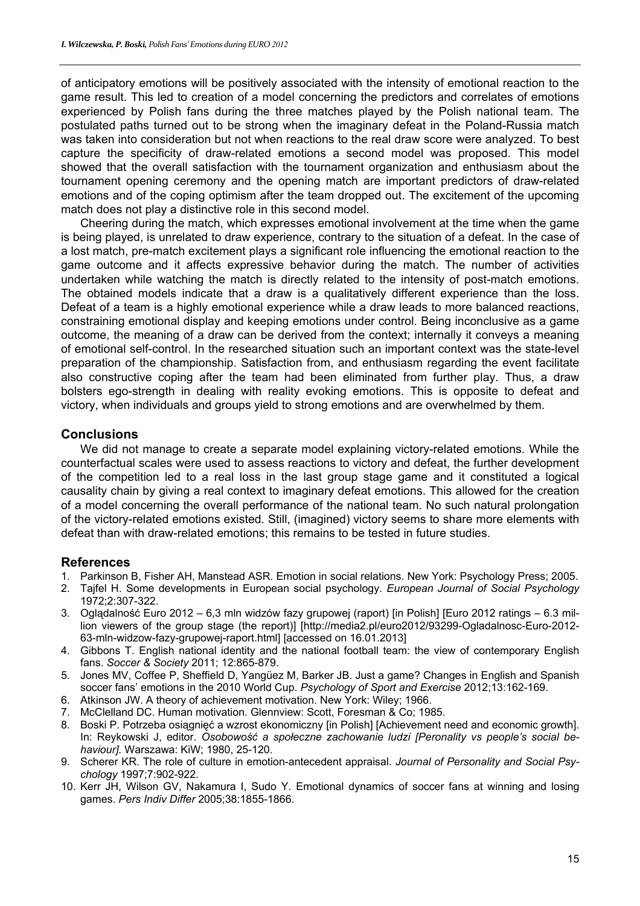of anticipatory emotions will be positively associated with the intensity of emotional reaction to the game result. This led to creation of a model concerning the predictors and correlates of emotions experienced by Polish fans during the three matches played by the Polish national team. The postulated paths turned out to be strong when the imaginary defeat in the Poland-Russia match was taken into consideration but not when reactions to the real draw score were analyzed. To best capture the specificity of draw-related emotions a second model was proposed. This model showed that the overall satisfaction with the tournament organization and enthusiasm about the tournament opening ceremony and the opening match are important predictors of draw-related emotions and of the coping optimism after the team dropped out. The excitement of the upcoming match does not play a distinctive role in this second model.

Cheering during the match, which expresses emotional involvement at the time when the game is being played, is unrelated to draw experience, contrary to the situation of a defeat. In the case of a lost match, pre-match excitement plays a significant role influencing the emotional reaction to the game outcome and it affects expressive behavior during the match. The number of activities undertaken while watching the match is directly related to the intensity of post-match emotions. The obtained models indicate that a draw is a qualitatively different experience than the loss. Defeat of a team is a highly emotional experience while a draw leads to more balanced reactions, constraining emotional display and keeping emotions under control. Being inconclusive as a game outcome, the meaning of a draw can be derived from the context; internally it conveys a meaning of emotional self-control. In the researched situation such an important context was the state-level preparation of the championship. Satisfaction from, and enthusiasm regarding the event facilitate also constructive coping after the team had been eliminated from further play. Thus, a draw bolsters ego-strength in dealing with reality evoking emotions. This is opposite to defeat and victory, when individuals and groups yield to strong emotions and are overwhelmed by them.

## Conclusions

We did not manage to create a separate model explaining victory-related emotions. While the counterfactual scales were used to assess reactions to victory and defeat, the further development of the competition led to a real loss in the last group stage game and it constituted a logical causality chain by giving a real context to imaginary defeat emotions. This allowed for the creation of a model concerning the overall performance of the national team. No such natural prolongation of the victory-related emotions existed. Still, (imagined) victory seems to share more elements with defeat than with draw-related emotions; this remains to be tested in future studies.

## References

1. Parkinson B, Fisher AH, Manstead ASR. Emotion in social relations. New York: Psychology Press; 2005.
2. Tajfel H. Some developments in European social psychology. *European Journal of Social Psychology* 1972;2:307-322.
3. Oglądalność Euro 2012 – 6,3 mln widzów fazy grupowej (raport) [in Polish] [Euro 2012 ratings – 6.3 million viewers of the group stage (the report)] [http://media2.pl/euro2012/93299-Ogladalnosc-Euro-2012-63-mln-widzow-fazy-grupowej-raport.html] [accessed on 16.01.2013]
4. Gibbons T. English national identity and the national football team: the view of contemporary English fans. *Soccer & Society* 2011; 12:865-879.
5. Jones MV, Coffee P, Sheffield D, Yangüez M, Barker JB. Just a game? Changes in English and Spanish soccer fans' emotions in the 2010 World Cup. *Psychology of Sport and Exercise* 2012;13:162-169.
6. Atkinson JW. A theory of achievement motivation. New York: Wiley; 1966.
7. McClelland DC. Human motivation. Glennview: Scott, Foresman & Co; 1985.
8. Boski P. Potrzeba osiągnięć a wzrost ekonomiczny [in Polish] [Achievement need and economic growth]. In: Reykowski J, editor. *Osobowość a społeczne zachowanie ludzi [Peronality vs people's social behaviour]*. Warszawa: KiW; 1980, 25-120.
9. Scherer KR. The role of culture in emotion-antecedent appraisal. *Journal of Personality and Social Psychology* 1997;7:902-922.
10. Kerr JH, Wilson GV, Nakamura I, Sudo Y. Emotional dynamics of soccer fans at winning and losing games. *Pers Indiv Differ* 2005;38:1855-1866.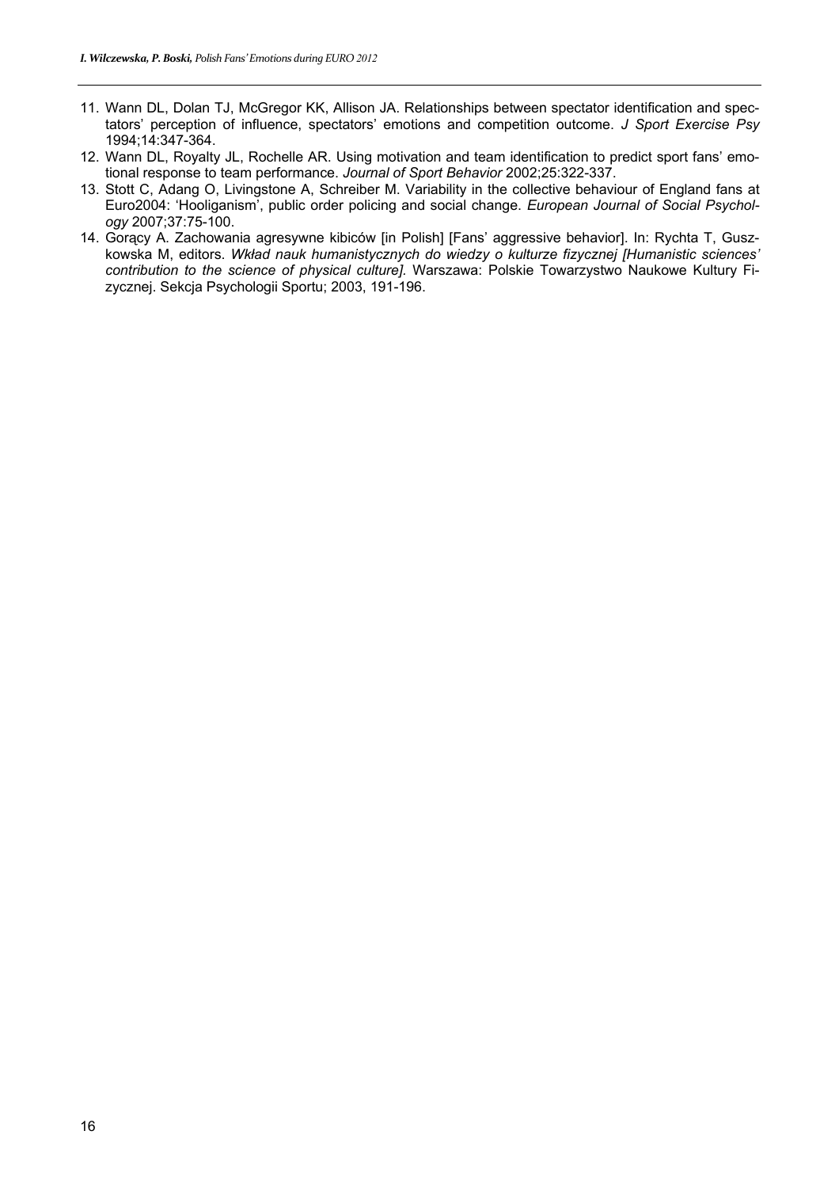11. Wann DL, Dolan TJ, McGregor KK, Allison JA. Relationships between spectator identification and spectators' perception of influence, spectators' emotions and competition outcome. *J Sport Exercise Psy* 1994;14:347-364.
12. Wann DL, Royalty JL, Rochelle AR. Using motivation and team identification to predict sport fans' emotional response to team performance. *Journal of Sport Behavior* 2002;25:322-337.
13. Stott C, Adang O, Livingstone A, Schreiber M. Variability in the collective behaviour of England fans at Euro2004: 'Hooliganism', public order policing and social change. *European Journal of Social Psychology* 2007;37:75-100.
14. Gorący A. Zachowania agresywne kibiców [in Polish] [Fans' aggressive behavior]. In: Rychta T, Guszkowska M, editors. *Wkład nauk humanistycznych do wiedzy o kulturze fizycznej [Humanistic sciences' contribution to the science of physical culture].* Warszawa: Polskie Towarzystwo Naukowe Kultury Fizycznej. Sekcja Psychologii Sportu; 2003, 191-196.